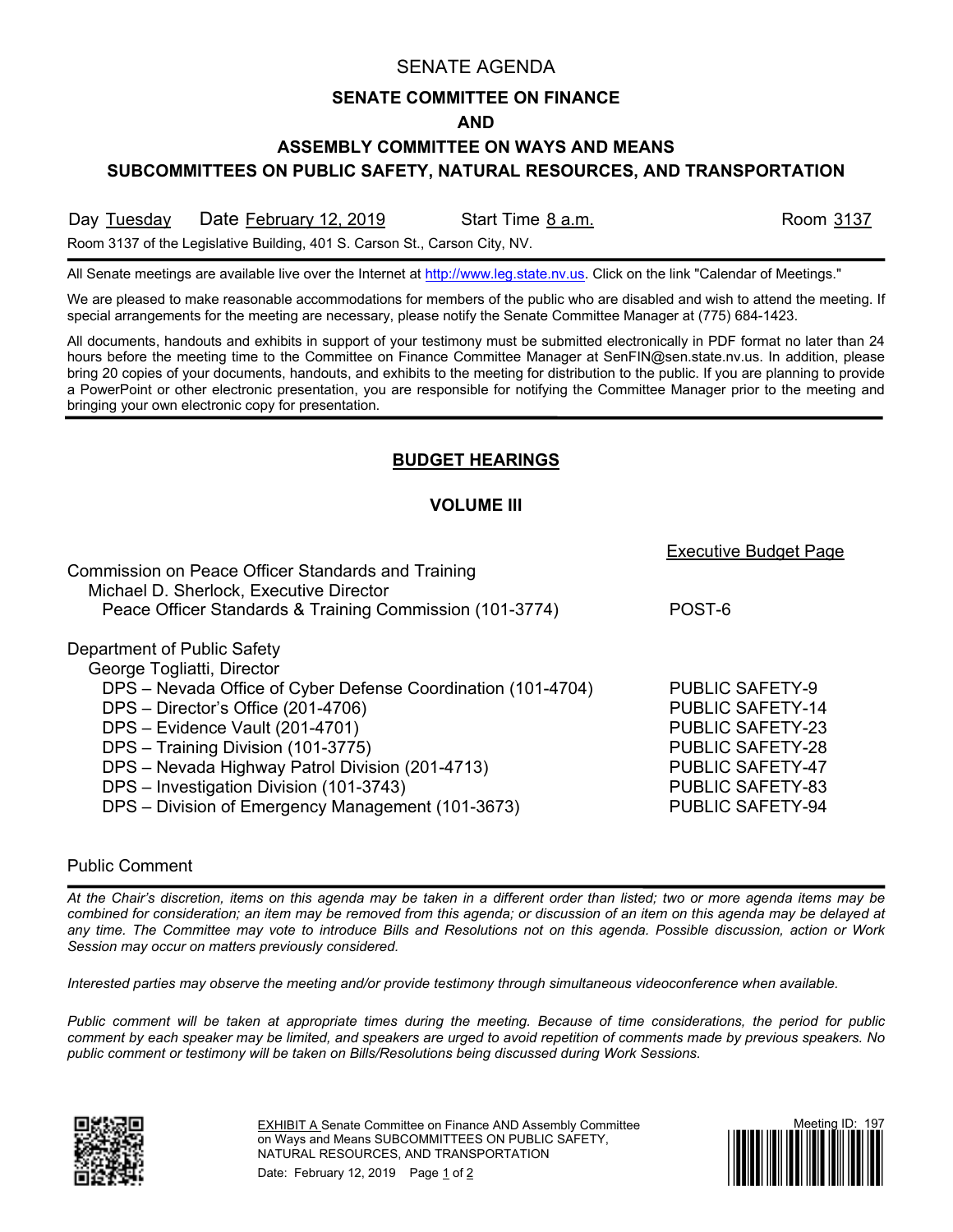# SENATE AGENDA

## SENATE COMMITTEE ON FINANCE

## AND

## ASSEMBLY COMMITTEE ON WAYS AND MEANS

## SUBCOMMITTEES ON PUBLIC SAFETY, NATURAL RESOURCES, AND TRANSPORTATION

Day Tuesday    Date February 12, 2019    Start Time 8 a.m.    Room 3137

Room 3137 of the Legislative Building, 401 S. Carson St., Carson City, NV.

All Senate meetings are available live over the Internet at http://www.leg.state.nv.us. Click on the link "Calendar of Meetings."

We are pleased to make reasonable accommodations for members of the public who are disabled and wish to attend the meeting. If special arrangements for the meeting are necessary, please notify the Senate Committee Manager at (775) 684-1423.

All documents, handouts and exhibits in support of your testimony must be submitted electronically in PDF format no later than 24 hours before the meeting time to the Committee on Finance Committee Manager at SenFIN@sen.state.nv.us. In addition, please bring 20 copies of your documents, handouts, and exhibits to the meeting for distribution to the public. If you are planning to provide a PowerPoint or other electronic presentation, you are responsible for notifying the Committee Manager prior to the meeting and bringing your own electronic copy for presentation.

## BUDGET HEARINGS

### VOLUME III

| | Executive Budget Page |
|---|---|
| Commission on Peace Officer Standards and Training | |
| Michael D. Sherlock, Executive Director | |
| Peace Officer Standards & Training Commission (101-3774) | POST-6 |
| | |
| Department of Public Safety | |
| George Togliatti, Director | |
| DPS – Nevada Office of Cyber Defense Coordination (101-4704) | PUBLIC SAFETY-9 |
| DPS – Director's Office (201-4706) | PUBLIC SAFETY-14 |
| DPS – Evidence Vault (201-4701) | PUBLIC SAFETY-23 |
| DPS – Training Division (101-3775) | PUBLIC SAFETY-28 |
| DPS – Nevada Highway Patrol Division (201-4713) | PUBLIC SAFETY-47 |
| DPS – Investigation Division (101-3743) | PUBLIC SAFETY-83 |
| DPS – Division of Emergency Management (101-3673) | PUBLIC SAFETY-94 |

Public Comment

*At the Chair's discretion, items on this agenda may be taken in a different order than listed; two or more agenda items may be combined for consideration; an item may be removed from this agenda; or discussion of an item on this agenda may be delayed at any time. The Committee may vote to introduce Bills and Resolutions not on this agenda. Possible discussion, action or Work Session may occur on matters previously considered.*

*Interested parties may observe the meeting and/or provide testimony through simultaneous videoconference when available.*

*Public comment will be taken at appropriate times during the meeting. Because of time considerations, the period for public comment by each speaker may be limited, and speakers are urged to avoid repetition of comments made by previous speakers. No public comment or testimony will be taken on Bills/Resolutions being discussed during Work Sessions.*

EXHIBIT A Senate Committee on Finance AND Assembly Committee on Ways and Means SUBCOMMITTEES ON PUBLIC SAFETY, NATURAL RESOURCES, AND TRANSPORTATION

Date: February 12, 2019

Meeting ID: 197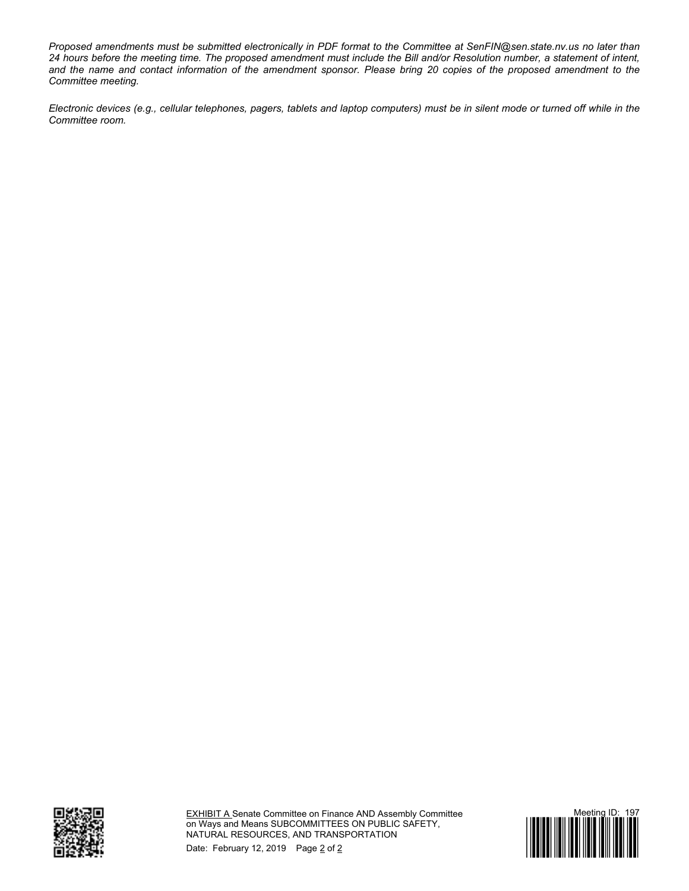*Proposed amendments must be submitted electronically in PDF format to the Committee at SenFIN@sen.state.nv.us no later than 24 hours before the meeting time. The proposed amendment must include the Bill and/or Resolution number, a statement of intent, and the name and contact information of the amendment sponsor. Please bring 20 copies of the proposed amendment to the Committee meeting.*

*Electronic devices (e.g., cellular telephones, pagers, tablets and laptop computers) must be in silent mode or turned off while in the Committee room.*